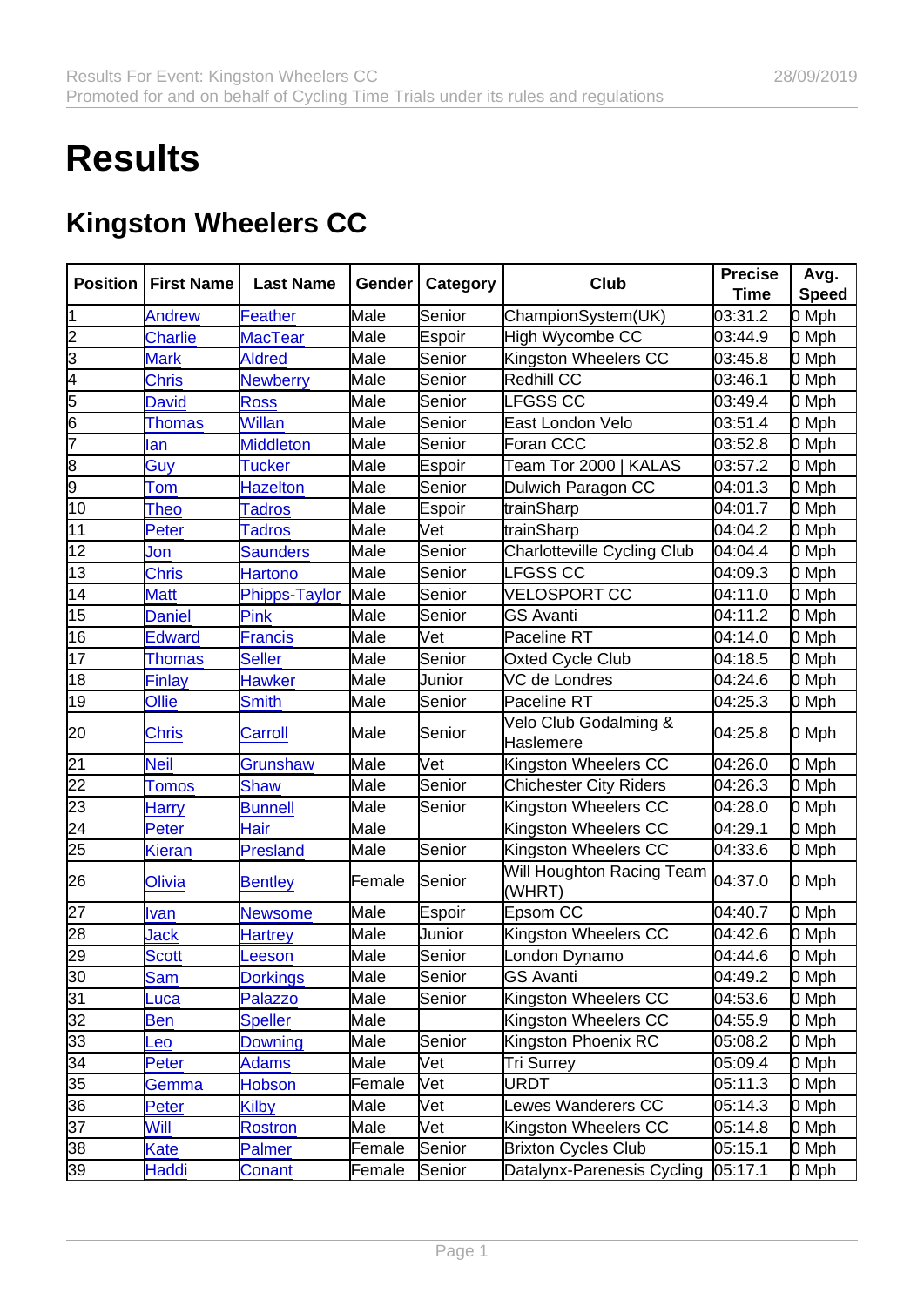# Results

## Kingston Wheelers CC

| Position | First Name | Last Name | Gender | Category | Club | Precise Time | Avg. Speed |
|---|---|---|---|---|---|---|---|
| 1 | Andrew | Feather | Male | Senior | ChampionSystem(UK) | 03:31.2 | 0 Mph |
| 2 | Charlie | MacTear | Male | Espoir | High Wycombe CC | 03:44.9 | 0 Mph |
| 3 | Mark | Aldred | Male | Senior | Kingston Wheelers CC | 03:45.8 | 0 Mph |
| 4 | Chris | Newberry | Male | Senior | Redhill CC | 03:46.1 | 0 Mph |
| 5 | David | Ross | Male | Senior | LFGSS CC | 03:49.4 | 0 Mph |
| 6 | Thomas | Willan | Male | Senior | East London Velo | 03:51.4 | 0 Mph |
| 7 | Ian | Middleton | Male | Senior | Foran CCC | 03:52.8 | 0 Mph |
| 8 | Guy | Tucker | Male | Espoir | Team Tor 2000 \| KALAS | 03:57.2 | 0 Mph |
| 9 | Tom | Hazelton | Male | Senior | Dulwich Paragon CC | 04:01.3 | 0 Mph |
| 10 | Theo | Tadros | Male | Espoir | trainSharp | 04:01.7 | 0 Mph |
| 11 | Peter | Tadros | Male | Vet | trainSharp | 04:04.2 | 0 Mph |
| 12 | Jon | Saunders | Male | Senior | Charlotteville Cycling Club | 04:04.4 | 0 Mph |
| 13 | Chris | Hartono | Male | Senior | LFGSS CC | 04:09.3 | 0 Mph |
| 14 | Matt | Phipps-Taylor | Male | Senior | VELOSPORT CC | 04:11.0 | 0 Mph |
| 15 | Daniel | Pink | Male | Senior | GS Avanti | 04:11.2 | 0 Mph |
| 16 | Edward | Francis | Male | Vet | Paceline RT | 04:14.0 | 0 Mph |
| 17 | Thomas | Seller | Male | Senior | Oxted Cycle Club | 04:18.5 | 0 Mph |
| 18 | Finlay | Hawker | Male | Junior | VC de Londres | 04:24.6 | 0 Mph |
| 19 | Ollie | Smith | Male | Senior | Paceline RT | 04:25.3 | 0 Mph |
| 20 | Chris | Carroll | Male | Senior | Velo Club Godalming & Haslemere | 04:25.8 | 0 Mph |
| 21 | Neil | Grunshaw | Male | Vet | Kingston Wheelers CC | 04:26.0 | 0 Mph |
| 22 | Tomos | Shaw | Male | Senior | Chichester City Riders | 04:26.3 | 0 Mph |
| 23 | Harry | Bunnell | Male | Senior | Kingston Wheelers CC | 04:28.0 | 0 Mph |
| 24 | Peter | Hair | Male | | Kingston Wheelers CC | 04:29.1 | 0 Mph |
| 25 | Kieran | Presland | Male | Senior | Kingston Wheelers CC | 04:33.6 | 0 Mph |
| 26 | Olivia | Bentley | Female | Senior | Will Houghton Racing Team (WHRT) | 04:37.0 | 0 Mph |
| 27 | Ivan | Newsome | Male | Espoir | Epsom CC | 04:40.7 | 0 Mph |
| 28 | Jack | Hartrey | Male | Junior | Kingston Wheelers CC | 04:42.6 | 0 Mph |
| 29 | Scott | Leeson | Male | Senior | London Dynamo | 04:44.6 | 0 Mph |
| 30 | Sam | Dorkings | Male | Senior | GS Avanti | 04:49.2 | 0 Mph |
| 31 | Luca | Palazzo | Male | Senior | Kingston Wheelers CC | 04:53.6 | 0 Mph |
| 32 | Ben | Speller | Male | | Kingston Wheelers CC | 04:55.9 | 0 Mph |
| 33 | Leo | Downing | Male | Senior | Kingston Phoenix RC | 05:08.2 | 0 Mph |
| 34 | Peter | Adams | Male | Vet | Tri Surrey | 05:09.4 | 0 Mph |
| 35 | Gemma | Hobson | Female | Vet | URDT | 05:11.3 | 0 Mph |
| 36 | Peter | Kilby | Male | Vet | Lewes Wanderers CC | 05:14.3 | 0 Mph |
| 37 | Will | Rostron | Male | Vet | Kingston Wheelers CC | 05:14.8 | 0 Mph |
| 38 | Kate | Palmer | Female | Senior | Brixton Cycles Club | 05:15.1 | 0 Mph |
| 39 | Haddi | Conant | Female | Senior | Datalynx-Parenesis Cycling | 05:17.1 | 0 Mph |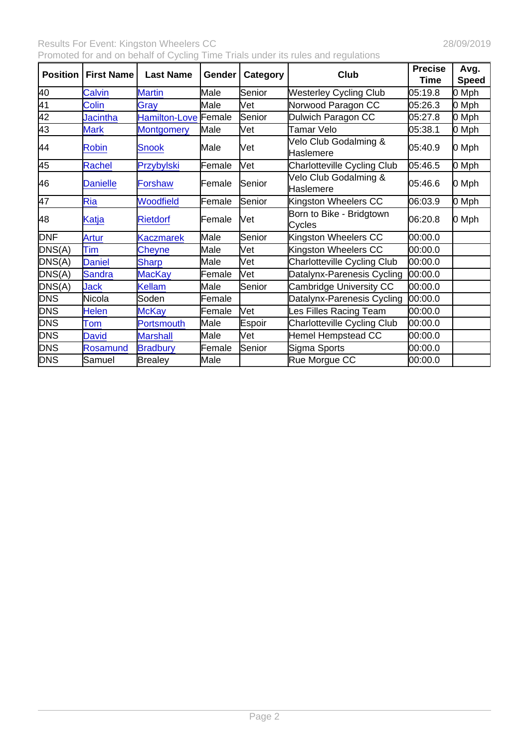| Position | First Name | Last Name | Gender | Category | Club | Precise Time | Avg. Speed |
|---|---|---|---|---|---|---|---|
| 40 | Calvin | Martin | Male | Senior | Westerley Cycling Club | 05:19.8 | 0 Mph |
| 41 | Colin | Gray | Male | Vet | Norwood Paragon CC | 05:26.3 | 0 Mph |
| 42 | Jacintha | Hamilton-Love | Female | Senior | Dulwich Paragon CC | 05:27.8 | 0 Mph |
| 43 | Mark | Montgomery | Male | Vet | Tamar Velo | 05:38.1 | 0 Mph |
| 44 | Robin | Snook | Male | Vet | Velo Club Godalming & Haslemere | 05:40.9 | 0 Mph |
| 45 | Rachel | Przybylski | Female | Vet | Charlotteville Cycling Club | 05:46.5 | 0 Mph |
| 46 | Danielle | Forshaw | Female | Senior | Velo Club Godalming & Haslemere | 05:46.6 | 0 Mph |
| 47 | Ria | Woodfield | Female | Senior | Kingston Wheelers CC | 06:03.9 | 0 Mph |
| 48 | Katja | Rietdorf | Female | Vet | Born to Bike - Bridgtown Cycles | 06:20.8 | 0 Mph |
| DNF | Artur | Kaczmarek | Male | Senior | Kingston Wheelers CC | 00:00.0 | |
| DNS(A) | Tim | Cheyne | Male | Vet | Kingston Wheelers CC | 00:00.0 | |
| DNS(A) | Daniel | Sharp | Male | Vet | Charlotteville Cycling Club | 00:00.0 | |
| DNS(A) | Sandra | MacKay | Female | Vet | Datalynx-Parenesis Cycling | 00:00.0 | |
| DNS(A) | Jack | Kellam | Male | Senior | Cambridge University CC | 00:00.0 | |
| DNS | Nicola | Soden | Female | | Datalynx-Parenesis Cycling | 00:00.0 | |
| DNS | Helen | McKay | Female | Vet | Les Filles Racing Team | 00:00.0 | |
| DNS | Tom | Portsmouth | Male | Espoir | Charlotteville Cycling Club | 00:00.0 | |
| DNS | David | Marshall | Male | Vet | Hemel Hempstead CC | 00:00.0 | |
| DNS | Rosamund | Bradbury | Female | Senior | Sigma Sports | 00:00.0 | |
| DNS | Samuel | Brealey | Male | | Rue Morgue CC | 00:00.0 | |